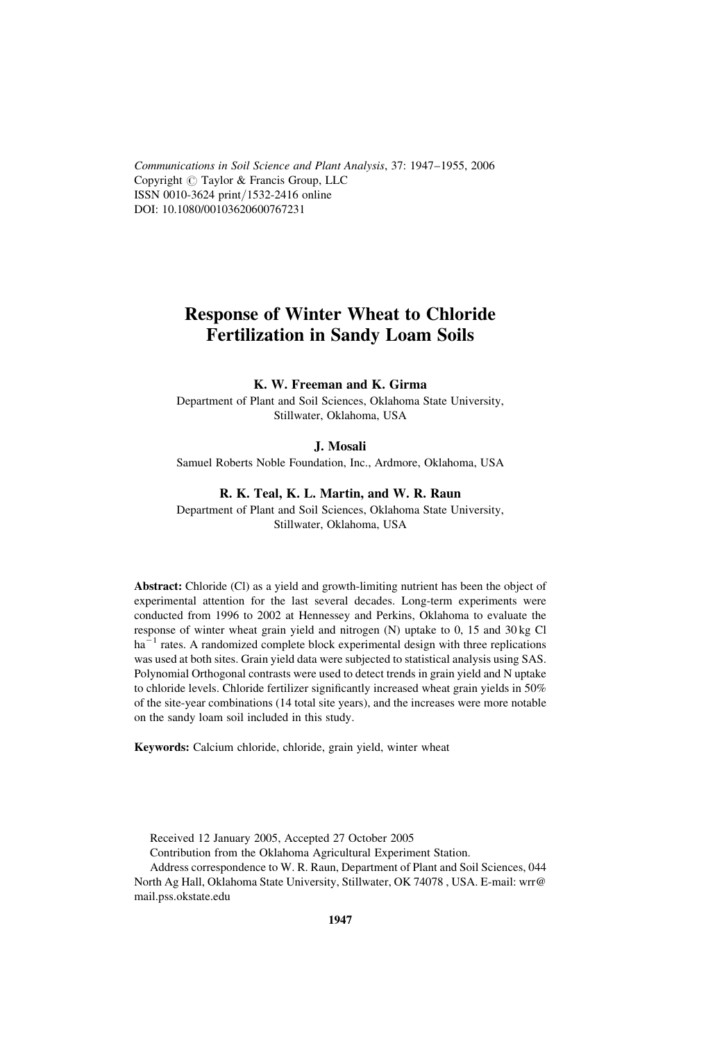# Response of Winter Wheat to Chloride Fertilization in Sandy Loam Soils

**K. W. Freeman and K. Girma**
Department of Plant and Soil Sciences, Oklahoma State University, Stillwater, Oklahoma, USA

**J. Mosali**
Samuel Roberts Noble Foundation, Inc., Ardmore, Oklahoma, USA

**R. K. Teal, K. L. Martin, and W. R. Raun**
Department of Plant and Soil Sciences, Oklahoma State University, Stillwater, Oklahoma, USA

**Abstract:** Chloride (Cl) as a yield and growth-limiting nutrient has been the object of experimental attention for the last several decades. Long-term experiments were conducted from 1996 to 2002 at Hennessey and Perkins, Oklahoma to evaluate the response of winter wheat grain yield and nitrogen (N) uptake to 0, 15 and 30 kg Cl $ha^{-1}$ rates. A randomized complete block experimental design with three replications was used at both sites. Grain yield data were subjected to statistical analysis using SAS. Polynomial Orthogonal contrasts were used to detect trends in grain yield and N uptake to chloride levels. Chloride fertilizer significantly increased wheat grain yields in 50% of the site-year combinations (14 total site years), and the increases were more notable on the sandy loam soil included in this study.

**Keywords:** Calcium chloride, chloride, grain yield, winter wheat

Received 12 January 2005, Accepted 27 October 2005

Contribution from the Oklahoma Agricultural Experiment Station.

Address correspondence to W. R. Raun, Department of Plant and Soil Sciences, 044 North Ag Hall, Oklahoma State University, Stillwater, OK 74078, USA. E-mail: wrr@mail.pss.okstate.edu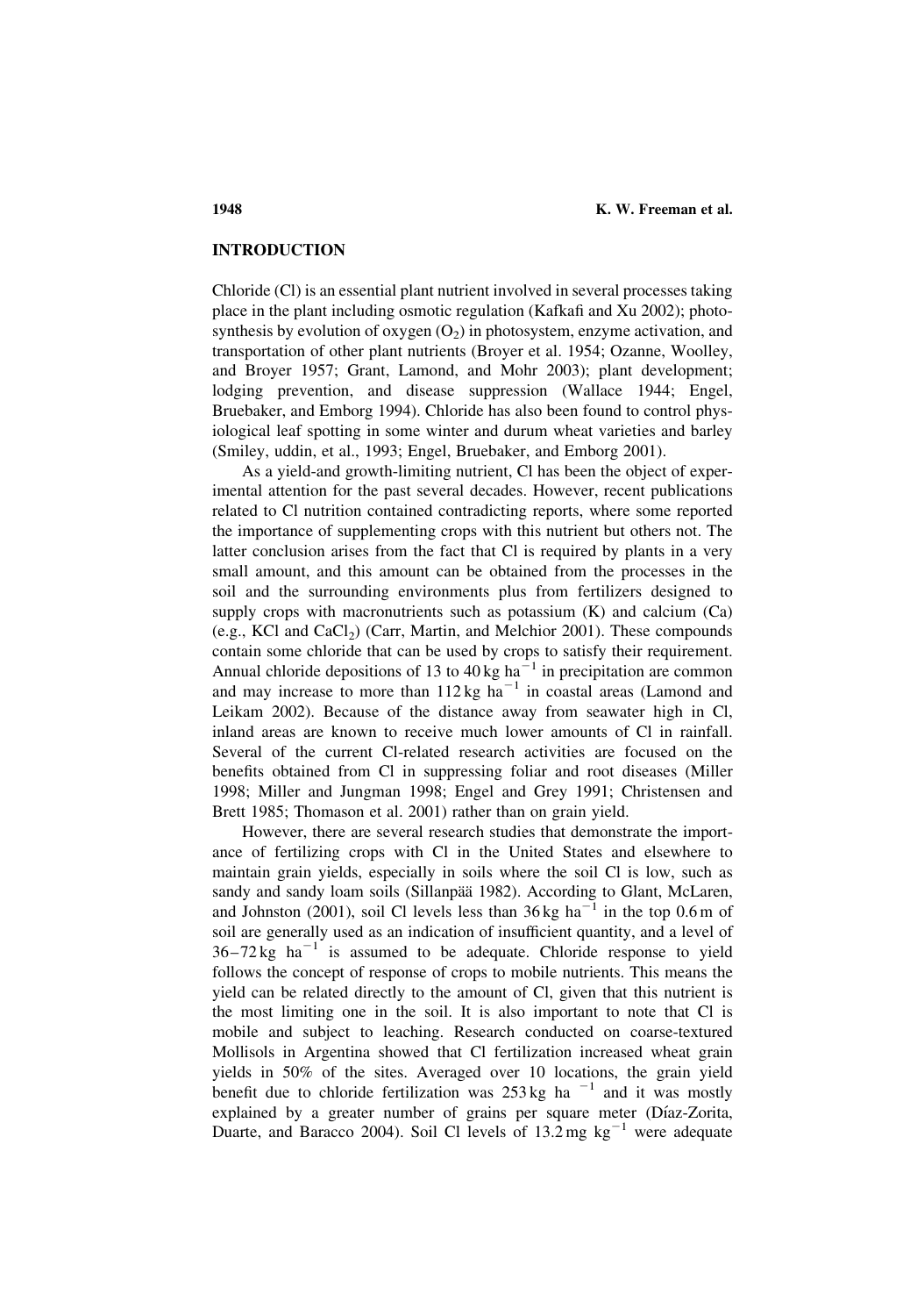## INTRODUCTION

Chloride (Cl) is an essential plant nutrient involved in several processes taking place in the plant including osmotic regulation (Kafkafi and Xu 2002); photosynthesis by evolution of oxygen ($O_2$) in photosystem, enzyme activation, and transportation of other plant nutrients (Broyer et al. 1954; Ozanne, Woolley, and Broyer 1957; Grant, Lamond, and Mohr 2003); plant development; lodging prevention, and disease suppression (Wallace 1944; Engel, Bruebaker, and Emborg 1994). Chloride has also been found to control physiological leaf spotting in some winter and durum wheat varieties and barley (Smiley, uddin, et al., 1993; Engel, Bruebaker, and Emborg 2001).

As a yield-and growth-limiting nutrient, Cl has been the object of experimental attention for the past several decades. However, recent publications related to Cl nutrition contained contradicting reports, where some reported the importance of supplementing crops with this nutrient but others not. The latter conclusion arises from the fact that Cl is required by plants in a very small amount, and this amount can be obtained from the processes in the soil and the surrounding environments plus from fertilizers designed to supply crops with macronutrients such as potassium (K) and calcium (Ca) (e.g., KCl and $CaCl_2$) (Carr, Martin, and Melchior 2001). These compounds contain some chloride that can be used by crops to satisfy their requirement. Annual chloride depositions of 13 to 40 kg $ha^{-1}$ in precipitation are common and may increase to more than 112 kg $ha^{-1}$ in coastal areas (Lamond and Leikam 2002). Because of the distance away from seawater high in Cl, inland areas are known to receive much lower amounts of Cl in rainfall. Several of the current Cl-related research activities are focused on the benefits obtained from Cl in suppressing foliar and root diseases (Miller 1998; Miller and Jungman 1998; Engel and Grey 1991; Christensen and Brett 1985; Thomason et al. 2001) rather than on grain yield.

However, there are several research studies that demonstrate the importance of fertilizing crops with Cl in the United States and elsewhere to maintain grain yields, especially in soils where the soil Cl is low, such as sandy and sandy loam soils (Sillanpää 1982). According to Glant, McLaren, and Johnston (2001), soil Cl levels less than 36 kg $ha^{-1}$ in the top 0.6 m of soil are generally used as an indication of insufficient quantity, and a level of 36–72 kg $ha^{-1}$ is assumed to be adequate. Chloride response to yield follows the concept of response of crops to mobile nutrients. This means the yield can be related directly to the amount of Cl, given that this nutrient is the most limiting one in the soil. It is also important to note that Cl is mobile and subject to leaching. Research conducted on coarse-textured Mollisols in Argentina showed that Cl fertilization increased wheat grain yields in 50% of the sites. Averaged over 10 locations, the grain yield benefit due to chloride fertilization was 253 kg $ha^{-1}$ and it was mostly explained by a greater number of grains per square meter (Díaz-Zorita, Duarte, and Baracco 2004). Soil Cl levels of 13.2 mg $kg^{-1}$ were adequate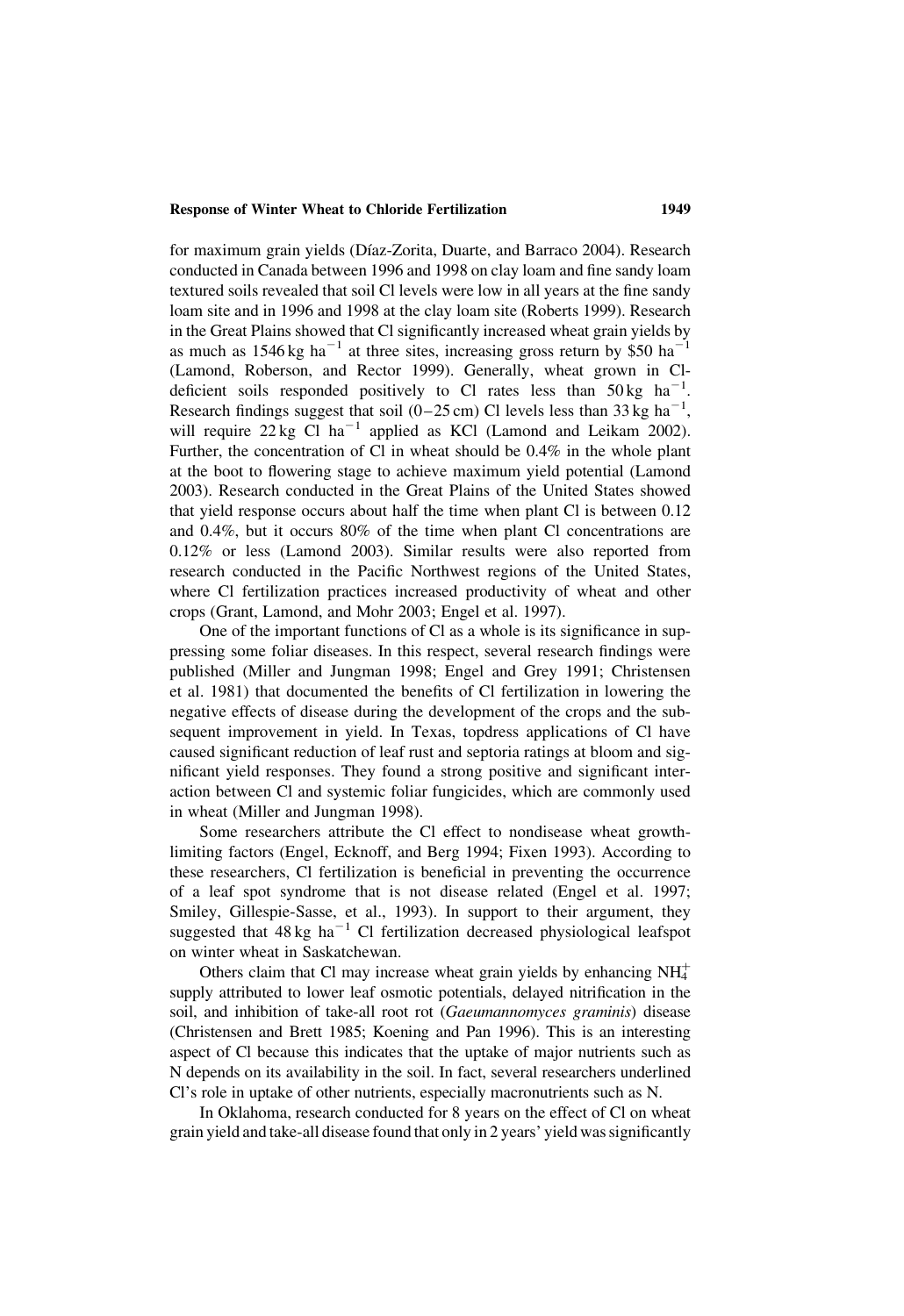for maximum grain yields (Díaz-Zorita, Duarte, and Barraco 2004). Research conducted in Canada between 1996 and 1998 on clay loam and fine sandy loam textured soils revealed that soil Cl levels were low in all years at the fine sandy loam site and in 1996 and 1998 at the clay loam site (Roberts 1999). Research in the Great Plains showed that Cl significantly increased wheat grain yields by as much as 1546 kg $ha^{-1}$ at three sites, increasing gross return by \$50 $ha^{-1}$ (Lamond, Roberson, and Rector 1999). Generally, wheat grown in Cl-deficient soils responded positively to Cl rates less than 50 kg $ha^{-1}$. Research findings suggest that soil (0–25 cm) Cl levels less than 33 kg $ha^{-1}$, will require 22 kg Cl $ha^{-1}$ applied as KCl (Lamond and Leikam 2002). Further, the concentration of Cl in wheat should be 0.4% in the whole plant at the boot to flowering stage to achieve maximum yield potential (Lamond 2003). Research conducted in the Great Plains of the United States showed that yield response occurs about half the time when plant Cl is between 0.12 and 0.4%, but it occurs 80% of the time when plant Cl concentrations are 0.12% or less (Lamond 2003). Similar results were also reported from research conducted in the Pacific Northwest regions of the United States, where Cl fertilization practices increased productivity of wheat and other crops (Grant, Lamond, and Mohr 2003; Engel et al. 1997).

One of the important functions of Cl as a whole is its significance in suppressing some foliar diseases. In this respect, several research findings were published (Miller and Jungman 1998; Engel and Grey 1991; Christensen et al. 1981) that documented the benefits of Cl fertilization in lowering the negative effects of disease during the development of the crops and the subsequent improvement in yield. In Texas, topdress applications of Cl have caused significant reduction of leaf rust and septoria ratings at bloom and significant yield responses. They found a strong positive and significant interaction between Cl and systemic foliar fungicides, which are commonly used in wheat (Miller and Jungman 1998).

Some researchers attribute the Cl effect to nondisease wheat growth-limiting factors (Engel, Ecknoff, and Berg 1994; Fixen 1993). According to these researchers, Cl fertilization is beneficial in preventing the occurrence of a leaf spot syndrome that is not disease related (Engel et al. 1997; Smiley, Gillespie-Sasse, et al., 1993). In support to their argument, they suggested that 48 kg $ha^{-1}$ Cl fertilization decreased physiological leafspot on winter wheat in Saskatchewan.

Others claim that Cl may increase wheat grain yields by enhancing $NH_4^+$ supply attributed to lower leaf osmotic potentials, delayed nitrification in the soil, and inhibition of take-all root rot (*Gaeumannomyces graminis*) disease (Christensen and Brett 1985; Koening and Pan 1996). This is an interesting aspect of Cl because this indicates that the uptake of major nutrients such as N depends on its availability in the soil. In fact, several researchers underlined Cl's role in uptake of other nutrients, especially macronutrients such as N.

In Oklahoma, research conducted for 8 years on the effect of Cl on wheat grain yield and take-all disease found that only in 2 years' yield was significantly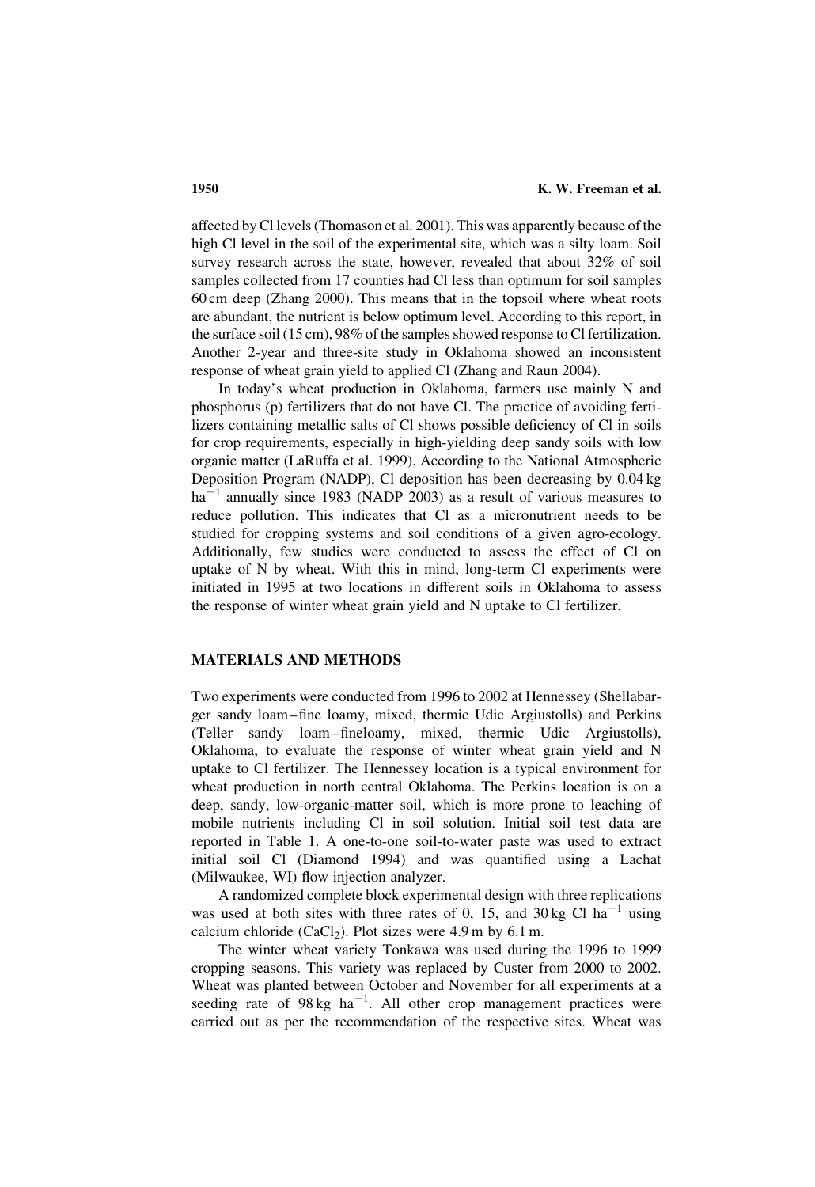affected by Cl levels (Thomason et al. 2001). This was apparently because of the high Cl level in the soil of the experimental site, which was a silty loam. Soil survey research across the state, however, revealed that about 32% of soil samples collected from 17 counties had Cl less than optimum for soil samples 60 cm deep (Zhang 2000). This means that in the topsoil where wheat roots are abundant, the nutrient is below optimum level. According to this report, in the surface soil (15 cm), 98% of the samples showed response to Cl fertilization. Another 2-year and three-site study in Oklahoma showed an inconsistent response of wheat grain yield to applied Cl (Zhang and Raun 2004).

In today's wheat production in Oklahoma, farmers use mainly N and phosphorus (p) fertilizers that do not have Cl. The practice of avoiding fertilizers containing metallic salts of Cl shows possible deficiency of Cl in soils for crop requirements, especially in high-yielding deep sandy soils with low organic matter (LaRuffa et al. 1999). According to the National Atmospheric Deposition Program (NADP), Cl deposition has been decreasing by 0.04 kg $ha^{-1}$ annually since 1983 (NADP 2003) as a result of various measures to reduce pollution. This indicates that Cl as a micronutrient needs to be studied for cropping systems and soil conditions of a given agro-ecology. Additionally, few studies were conducted to assess the effect of Cl on uptake of N by wheat. With this in mind, long-term Cl experiments were initiated in 1995 at two locations in different soils in Oklahoma to assess the response of winter wheat grain yield and N uptake to Cl fertilizer.

## MATERIALS AND METHODS

Two experiments were conducted from 1996 to 2002 at Hennessey (Shellabarger sandy loam–fine loamy, mixed, thermic Udic Argiustolls) and Perkins (Teller sandy loam–fineloamy, mixed, thermic Udic Argiustolls), Oklahoma, to evaluate the response of winter wheat grain yield and N uptake to Cl fertilizer. The Hennessey location is a typical environment for wheat production in north central Oklahoma. The Perkins location is on a deep, sandy, low-organic-matter soil, which is more prone to leaching of mobile nutrients including Cl in soil solution. Initial soil test data are reported in Table 1. A one-to-one soil-to-water paste was used to extract initial soil Cl (Diamond 1994) and was quantified using a Lachat (Milwaukee, WI) flow injection analyzer.

A randomized complete block experimental design with three replications was used at both sites with three rates of 0, 15, and 30 kg Cl $ha^{-1}$ using calcium chloride ($CaCl_2$). Plot sizes were 4.9 m by 6.1 m.

The winter wheat variety Tonkawa was used during the 1996 to 1999 cropping seasons. This variety was replaced by Custer from 2000 to 2002. Wheat was planted between October and November for all experiments at a seeding rate of 98 kg $ha^{-1}$. All other crop management practices were carried out as per the recommendation of the respective sites. Wheat was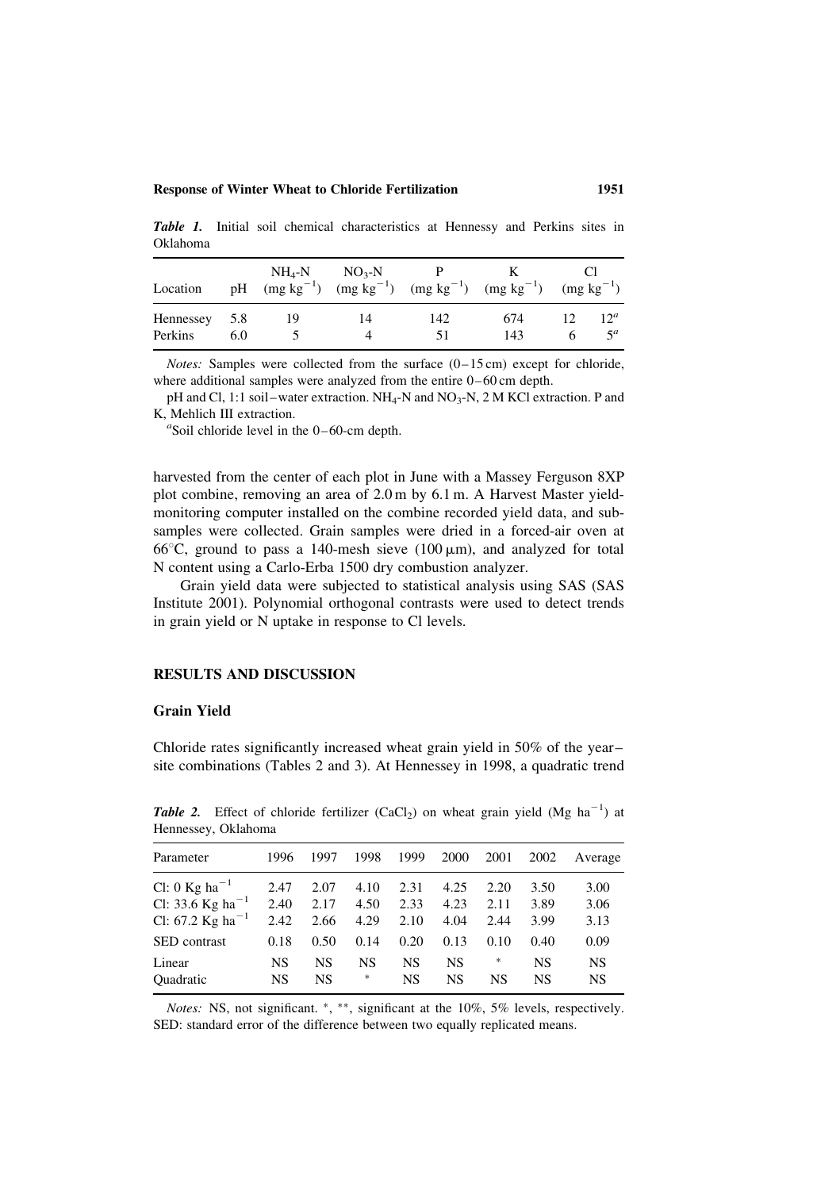*Table 1.* Initial soil chemical characteristics at Hennessy and Perkins sites in Oklahoma

| Location | pH | $NH_4$-N ($mg\ kg^{-1}$) | $NO_3$-N ($mg\ kg^{-1}$) | P ($mg\ kg^{-1}$) | K ($mg\ kg^{-1}$) | Cl ($mg\ kg^{-1}$) | |
|---|---|---|---|---|---|---|---|
| Hennessey | 5.8 | 19 | 14 | 142 | 674 | 12 | 12[a] |
| Perkins | 6.0 | 5 | 4 | 51 | 143 | 6 | 5[a] |

*Notes:* Samples were collected from the surface (0–15 cm) except for chloride, where additional samples were analyzed from the entire 0–60 cm depth.

pH and Cl, 1:1 soil–water extraction. $NH_4$-N and $NO_3$-N, 2 M KCl extraction. P and K, Mehlich III extraction.

[a]Soil chloride level in the 0–60-cm depth.

harvested from the center of each plot in June with a Massey Ferguson 8XP plot combine, removing an area of 2.0 m by 6.1 m. A Harvest Master yield-monitoring computer installed on the combine recorded yield data, and subsamples were collected. Grain samples were dried in a forced-air oven at 66°C, ground to pass a 140-mesh sieve (100 μm), and analyzed for total N content using a Carlo-Erba 1500 dry combustion analyzer.

Grain yield data were subjected to statistical analysis using SAS (SAS Institute 2001). Polynomial orthogonal contrasts were used to detect trends in grain yield or N uptake in response to Cl levels.

## RESULTS AND DISCUSSION

### Grain Yield

Chloride rates significantly increased wheat grain yield in 50% of the year–site combinations (Tables 2 and 3). At Hennessey in 1998, a quadratic trend

*Table 2.* Effect of chloride fertilizer ($CaCl_2$) on wheat grain yield ($Mg\ ha^{-1}$) at Hennessey, Oklahoma

| Parameter | 1996 | 1997 | 1998 | 1999 | 2000 | 2001 | 2002 | Average |
|---|---|---|---|---|---|---|---|---|
| Cl: 0 $Kg\ ha^{-1}$ | 2.47 | 2.07 | 4.10 | 2.31 | 4.25 | 2.20 | 3.50 | 3.00 |
| Cl: 33.6 $Kg\ ha^{-1}$ | 2.40 | 2.17 | 4.50 | 2.33 | 4.23 | 2.11 | 3.89 | 3.06 |
| Cl: 67.2 $Kg\ ha^{-1}$ | 2.42 | 2.66 | 4.29 | 2.10 | 4.04 | 2.44 | 3.99 | 3.13 |
| SED contrast | 0.18 | 0.50 | 0.14 | 0.20 | 0.13 | 0.10 | 0.40 | 0.09 |
| Linear | NS | NS | NS | NS | NS | * | NS | NS |
| Quadratic | NS | NS | * | NS | NS | NS | NS | NS |

*Notes:* NS, not significant. *, **, significant at the 10%, 5% levels, respectively. SED: standard error of the difference between two equally replicated means.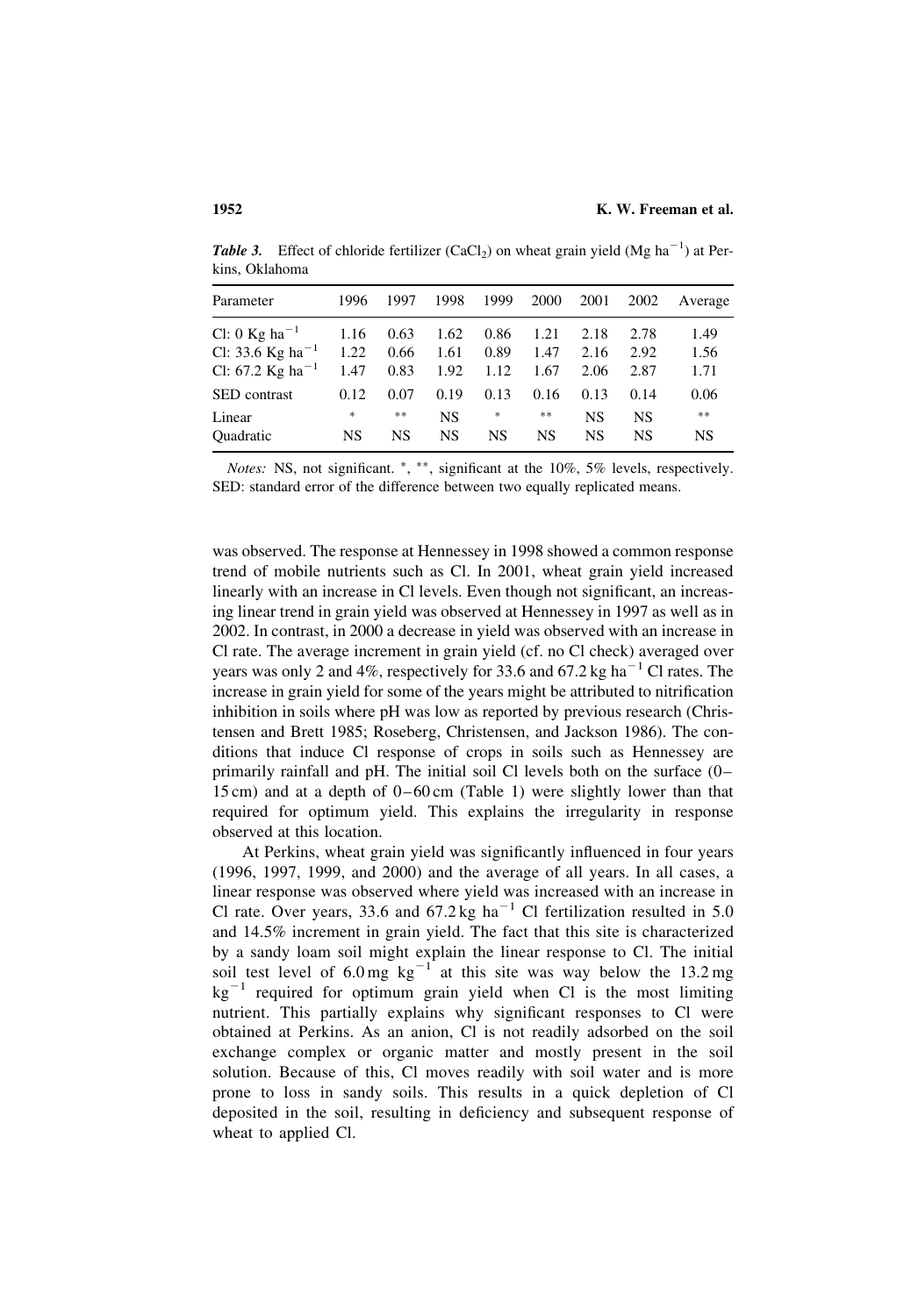**Table 3.** Effect of chloride fertilizer ($CaCl_2$) on wheat grain yield (Mg $ha^{-1}$) at Perkins, Oklahoma

| Parameter | 1996 | 1997 | 1998 | 1999 | 2000 | 2001 | 2002 | Average |
|---|---|---|---|---|---|---|---|---|
| Cl: 0 Kg $ha^{-1}$ | 1.16 | 0.63 | 1.62 | 0.86 | 1.21 | 2.18 | 2.78 | 1.49 |
| Cl: 33.6 Kg $ha^{-1}$ | 1.22 | 0.66 | 1.61 | 0.89 | 1.47 | 2.16 | 2.92 | 1.56 |
| Cl: 67.2 Kg $ha^{-1}$ | 1.47 | 0.83 | 1.92 | 1.12 | 1.67 | 2.06 | 2.87 | 1.71 |
| SED contrast | 0.12 | 0.07 | 0.19 | 0.13 | 0.16 | 0.13 | 0.14 | 0.06 |
| Linear | * | ** | NS | * | ** | NS | NS | ** |
| Quadratic | NS | NS | NS | NS | NS | NS | NS | NS |

*Notes:* NS, not significant. *, **, significant at the 10%, 5% levels, respectively. SED: standard error of the difference between two equally replicated means.

was observed. The response at Hennessey in 1998 showed a common response trend of mobile nutrients such as Cl. In 2001, wheat grain yield increased linearly with an increase in Cl levels. Even though not significant, an increasing linear trend in grain yield was observed at Hennessey in 1997 as well as in 2002. In contrast, in 2000 a decrease in yield was observed with an increase in Cl rate. The average increment in grain yield (cf. no Cl check) averaged over years was only 2 and 4%, respectively for 33.6 and 67.2 kg $ha^{-1}$ Cl rates. The increase in grain yield for some of the years might be attributed to nitrification inhibition in soils where pH was low as reported by previous research (Christensen and Brett 1985; Roseberg, Christensen, and Jackson 1986). The conditions that induce Cl response of crops in soils such as Hennessey are primarily rainfall and pH. The initial soil Cl levels both on the surface (0–15 cm) and at a depth of 0–60 cm (Table 1) were slightly lower than that required for optimum yield. This explains the irregularity in response observed at this location.

At Perkins, wheat grain yield was significantly influenced in four years (1996, 1997, 1999, and 2000) and the average of all years. In all cases, a linear response was observed where yield was increased with an increase in Cl rate. Over years, 33.6 and 67.2 kg $ha^{-1}$ Cl fertilization resulted in 5.0 and 14.5% increment in grain yield. The fact that this site is characterized by a sandy loam soil might explain the linear response to Cl. The initial soil test level of 6.0 mg $kg^{-1}$ at this site was way below the 13.2 mg $kg^{-1}$ required for optimum grain yield when Cl is the most limiting nutrient. This partially explains why significant responses to Cl were obtained at Perkins. As an anion, Cl is not readily adsorbed on the soil exchange complex or organic matter and mostly present in the soil solution. Because of this, Cl moves readily with soil water and is more prone to loss in sandy soils. This results in a quick depletion of Cl deposited in the soil, resulting in deficiency and subsequent response of wheat to applied Cl.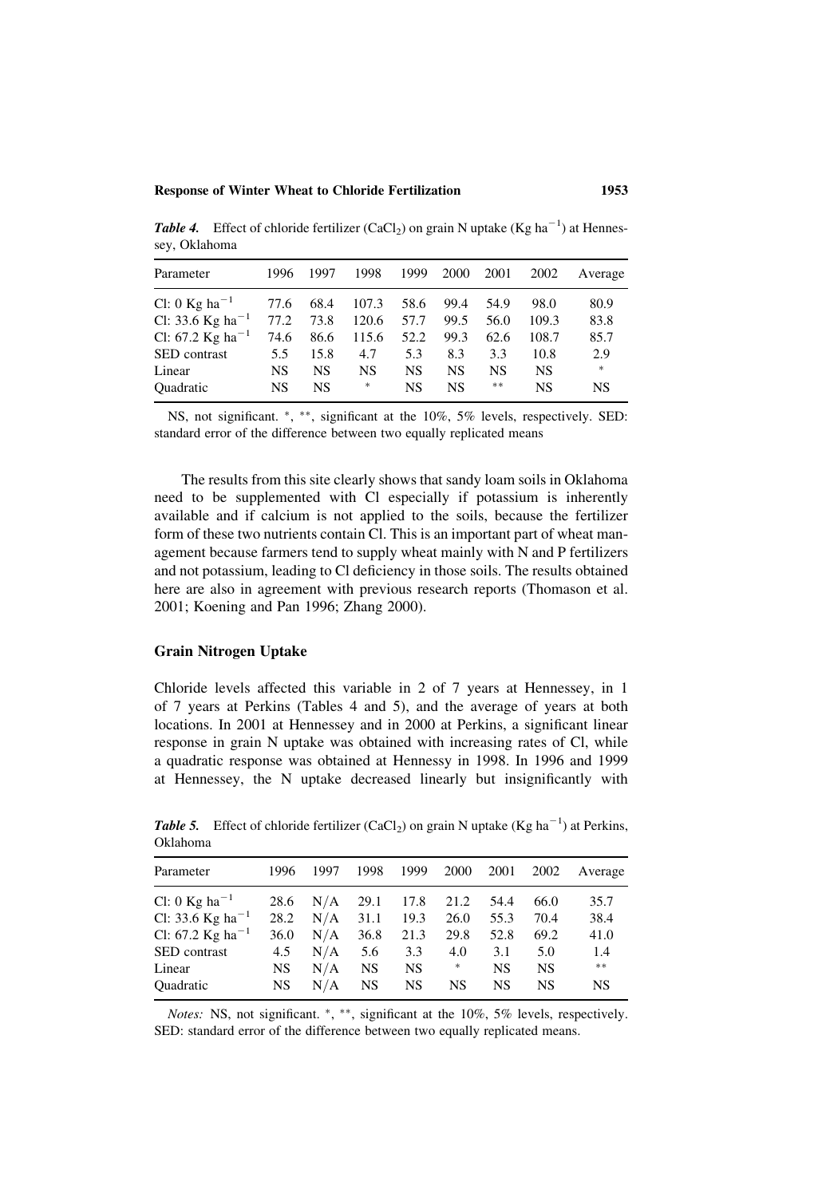***Table 4.*** Effect of chloride fertilizer ($CaCl_2$) on grain N uptake (Kg $ha^{-1}$) at Hennessey, Oklahoma

| Parameter | 1996 | 1997 | 1998 | 1999 | 2000 | 2001 | 2002 | Average |
|---|---|---|---|---|---|---|---|---|
| Cl: 0 Kg $ha^{-1}$ | 77.6 | 68.4 | 107.3 | 58.6 | 99.4 | 54.9 | 98.0 | 80.9 |
| Cl: 33.6 Kg $ha^{-1}$ | 77.2 | 73.8 | 120.6 | 57.7 | 99.5 | 56.0 | 109.3 | 83.8 |
| Cl: 67.2 Kg $ha^{-1}$ | 74.6 | 86.6 | 115.6 | 52.2 | 99.3 | 62.6 | 108.7 | 85.7 |
| SED contrast | 5.5 | 15.8 | 4.7 | 5.3 | 8.3 | 3.3 | 10.8 | 2.9 |
| Linear | NS | NS | NS | NS | NS | NS | NS | * |
| Quadratic | NS | NS | * | NS | NS | ** | NS | NS |

NS, not significant. *, **, significant at the 10%, 5% levels, respectively. SED: standard error of the difference between two equally replicated means

The results from this site clearly shows that sandy loam soils in Oklahoma need to be supplemented with Cl especially if potassium is inherently available and if calcium is not applied to the soils, because the fertilizer form of these two nutrients contain Cl. This is an important part of wheat management because farmers tend to supply wheat mainly with N and P fertilizers and not potassium, leading to Cl deficiency in those soils. The results obtained here are also in agreement with previous research reports (Thomason et al. 2001; Koening and Pan 1996; Zhang 2000).

### Grain Nitrogen Uptake

Chloride levels affected this variable in 2 of 7 years at Hennessey, in 1 of 7 years at Perkins (Tables 4 and 5), and the average of years at both locations. In 2001 at Hennessey and in 2000 at Perkins, a significant linear response in grain N uptake was obtained with increasing rates of Cl, while a quadratic response was obtained at Hennessy in 1998. In 1996 and 1999 at Hennessey, the N uptake decreased linearly but insignificantly with

***Table 5.*** Effect of chloride fertilizer ($CaCl_2$) on grain N uptake (Kg $ha^{-1}$) at Perkins, Oklahoma

| Parameter | 1996 | 1997 | 1998 | 1999 | 2000 | 2001 | 2002 | Average |
|---|---|---|---|---|---|---|---|---|
| Cl: 0 Kg $ha^{-1}$ | 28.6 | N/A | 29.1 | 17.8 | 21.2 | 54.4 | 66.0 | 35.7 |
| Cl: 33.6 Kg $ha^{-1}$ | 28.2 | N/A | 31.1 | 19.3 | 26.0 | 55.3 | 70.4 | 38.4 |
| Cl: 67.2 Kg $ha^{-1}$ | 36.0 | N/A | 36.8 | 21.3 | 29.8 | 52.8 | 69.2 | 41.0 |
| SED contrast | 4.5 | N/A | 5.6 | 3.3 | 4.0 | 3.1 | 5.0 | 1.4 |
| Linear | NS | N/A | NS | NS | * | NS | NS | ** |
| Quadratic | NS | N/A | NS | NS | NS | NS | NS | NS |

*Notes:* NS, not significant. *, **, significant at the 10%, 5% levels, respectively. SED: standard error of the difference between two equally replicated means.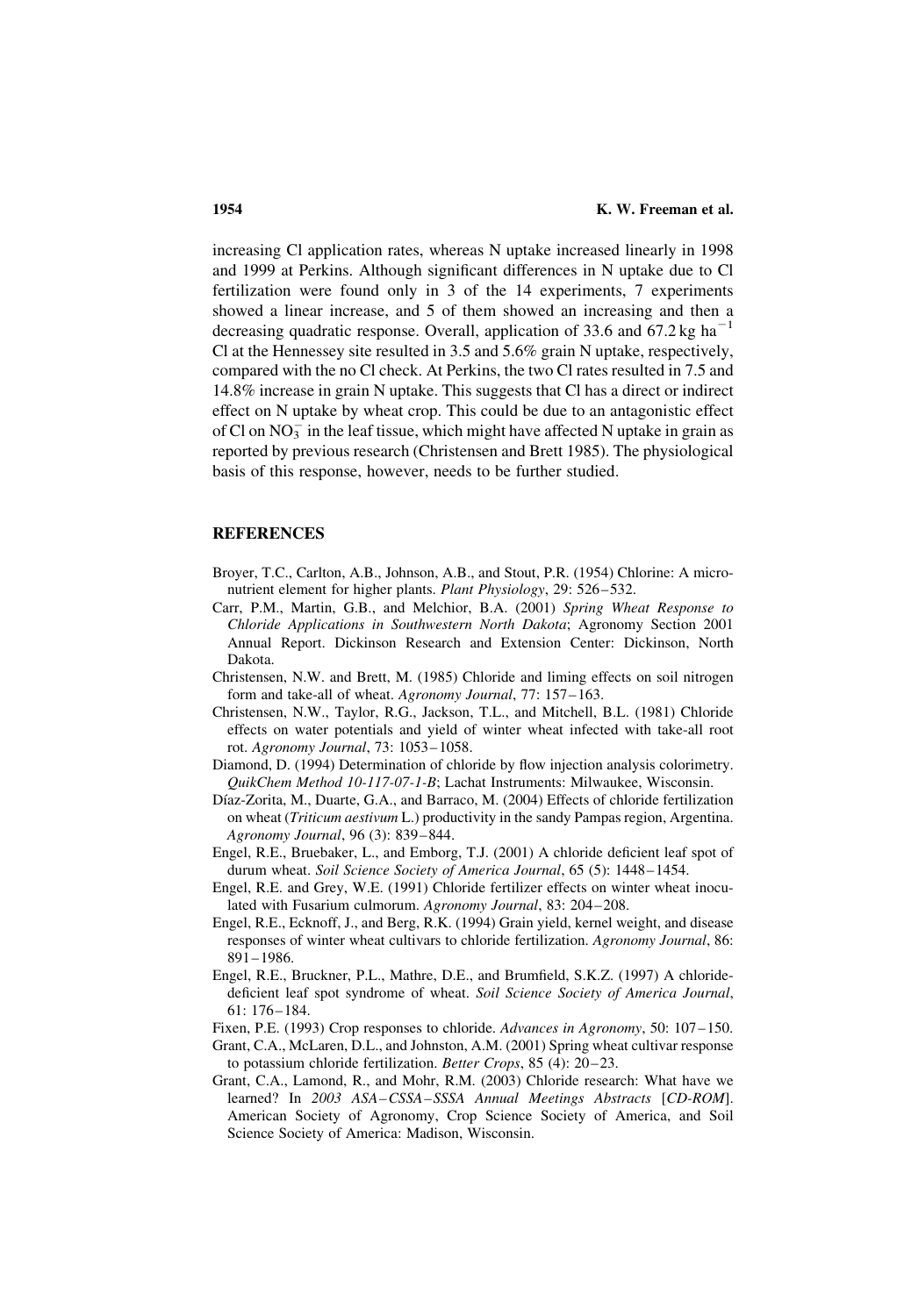increasing Cl application rates, whereas N uptake increased linearly in 1998 and 1999 at Perkins. Although significant differences in N uptake due to Cl fertilization were found only in 3 of the 14 experiments, 7 experiments showed a linear increase, and 5 of them showed an increasing and then a decreasing quadratic response. Overall, application of 33.6 and 67.2 kg ha$^{-1}$ Cl at the Hennessey site resulted in 3.5 and 5.6% grain N uptake, respectively, compared with the no Cl check. At Perkins, the two Cl rates resulted in 7.5 and 14.8% increase in grain N uptake. This suggests that Cl has a direct or indirect effect on N uptake by wheat crop. This could be due to an antagonistic effect of Cl on $NO_3^-$ in the leaf tissue, which might have affected N uptake in grain as reported by previous research (Christensen and Brett 1985). The physiological basis of this response, however, needs to be further studied.

## REFERENCES

Broyer, T.C., Carlton, A.B., Johnson, A.B., and Stout, P.R. (1954) Chlorine: A micronutrient element for higher plants. *Plant Physiology*, 29: 526–532.

Carr, P.M., Martin, G.B., and Melchior, B.A. (2001) *Spring Wheat Response to Chloride Applications in Southwestern North Dakota*; Agronomy Section 2001 Annual Report. Dickinson Research and Extension Center: Dickinson, North Dakota.

Christensen, N.W. and Brett, M. (1985) Chloride and liming effects on soil nitrogen form and take-all of wheat. *Agronomy Journal*, 77: 157–163.

Christensen, N.W., Taylor, R.G., Jackson, T.L., and Mitchell, B.L. (1981) Chloride effects on water potentials and yield of winter wheat infected with take-all root rot. *Agronomy Journal*, 73: 1053–1058.

Diamond, D. (1994) Determination of chloride by flow injection analysis colorimetry. *QuikChem Method 10-117-07-1-B*; Lachat Instruments: Milwaukee, Wisconsin.

Díaz-Zorita, M., Duarte, G.A., and Barraco, M. (2004) Effects of chloride fertilization on wheat (*Triticum aestivum* L.) productivity in the sandy Pampas region, Argentina. *Agronomy Journal*, 96 (3): 839–844.

Engel, R.E., Bruebaker, L., and Emborg, T.J. (2001) A chloride deficient leaf spot of durum wheat. *Soil Science Society of America Journal*, 65 (5): 1448–1454.

Engel, R.E. and Grey, W.E. (1991) Chloride fertilizer effects on winter wheat inoculated with Fusarium culmorum. *Agronomy Journal*, 83: 204–208.

Engel, R.E., Ecknoff, J., and Berg, R.K. (1994) Grain yield, kernel weight, and disease responses of winter wheat cultivars to chloride fertilization. *Agronomy Journal*, 86: 891–1986.

Engel, R.E., Bruckner, P.L., Mathre, D.E., and Brumfield, S.K.Z. (1997) A chloride-deficient leaf spot syndrome of wheat. *Soil Science Society of America Journal*, 61: 176–184.

Fixen, P.E. (1993) Crop responses to chloride. *Advances in Agronomy*, 50: 107–150.

Grant, C.A., McLaren, D.L., and Johnston, A.M. (2001) Spring wheat cultivar response to potassium chloride fertilization. *Better Crops*, 85 (4): 20–23.

Grant, C.A., Lamond, R., and Mohr, R.M. (2003) Chloride research: What have we learned? In *2003 ASA–CSSA–SSSA Annual Meetings Abstracts* [*CD-ROM*]. American Society of Agronomy, Crop Science Society of America, and Soil Science Society of America: Madison, Wisconsin.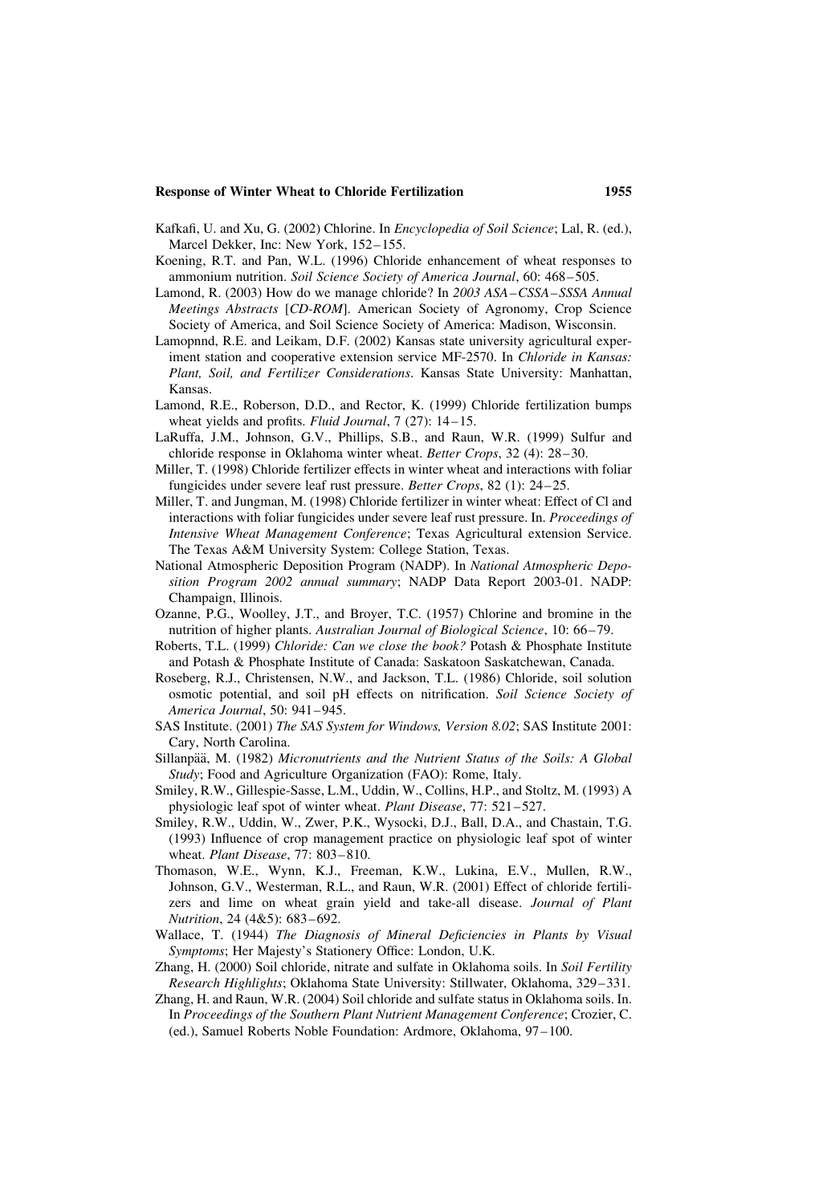Kafkafi, U. and Xu, G. (2002) Chlorine. In *Encyclopedia of Soil Science*; Lal, R. (ed.), Marcel Dekker, Inc: New York, 152–155.

Koening, R.T. and Pan, W.L. (1996) Chloride enhancement of wheat responses to ammonium nutrition. *Soil Science Society of America Journal*, 60: 468–505.

Lamond, R. (2003) How do we manage chloride? In *2003 ASA–CSSA–SSSA Annual Meetings Abstracts* [*CD-ROM*]. American Society of Agronomy, Crop Science Society of America, and Soil Science Society of America: Madison, Wisconsin.

Lamopnnd, R.E. and Leikam, D.F. (2002) Kansas state university agricultural experiment station and cooperative extension service MF-2570. In *Chloride in Kansas: Plant, Soil, and Fertilizer Considerations*. Kansas State University: Manhattan, Kansas.

Lamond, R.E., Roberson, D.D., and Rector, K. (1999) Chloride fertilization bumps wheat yields and profits. *Fluid Journal*, 7 (27): 14–15.

LaRuffa, J.M., Johnson, G.V., Phillips, S.B., and Raun, W.R. (1999) Sulfur and chloride response in Oklahoma winter wheat. *Better Crops*, 32 (4): 28–30.

Miller, T. (1998) Chloride fertilizer effects in winter wheat and interactions with foliar fungicides under severe leaf rust pressure. *Better Crops*, 82 (1): 24–25.

Miller, T. and Jungman, M. (1998) Chloride fertilizer in winter wheat: Effect of Cl and interactions with foliar fungicides under severe leaf rust pressure. In. *Proceedings of Intensive Wheat Management Conference*; Texas Agricultural extension Service. The Texas A&M University System: College Station, Texas.

National Atmospheric Deposition Program (NADP). In *National Atmospheric Deposition Program 2002 annual summary*; NADP Data Report 2003-01. NADP: Champaign, Illinois.

Ozanne, P.G., Woolley, J.T., and Broyer, T.C. (1957) Chlorine and bromine in the nutrition of higher plants. *Australian Journal of Biological Science*, 10: 66–79.

Roberts, T.L. (1999) *Chloride: Can we close the book?* Potash & Phosphate Institute and Potash & Phosphate Institute of Canada: Saskatoon Saskatchewan, Canada.

Roseberg, R.J., Christensen, N.W., and Jackson, T.L. (1986) Chloride, soil solution osmotic potential, and soil pH effects on nitrification. *Soil Science Society of America Journal*, 50: 941–945.

SAS Institute. (2001) *The SAS System for Windows, Version 8.02*; SAS Institute 2001: Cary, North Carolina.

Sillanpää, M. (1982) *Micronutrients and the Nutrient Status of the Soils: A Global Study*; Food and Agriculture Organization (FAO): Rome, Italy.

Smiley, R.W., Gillespie-Sasse, L.M., Uddin, W., Collins, H.P., and Stoltz, M. (1993) A physiologic leaf spot of winter wheat. *Plant Disease*, 77: 521–527.

Smiley, R.W., Uddin, W., Zwer, P.K., Wysocki, D.J., Ball, D.A., and Chastain, T.G. (1993) Influence of crop management practice on physiologic leaf spot of winter wheat. *Plant Disease*, 77: 803–810.

Thomason, W.E., Wynn, K.J., Freeman, K.W., Lukina, E.V., Mullen, R.W., Johnson, G.V., Westerman, R.L., and Raun, W.R. (2001) Effect of chloride fertilizers and lime on wheat grain yield and take-all disease. *Journal of Plant Nutrition*, 24 (4&5): 683–692.

Wallace, T. (1944) *The Diagnosis of Mineral Deficiencies in Plants by Visual Symptoms*; Her Majesty's Stationery Office: London, U.K.

Zhang, H. (2000) Soil chloride, nitrate and sulfate in Oklahoma soils. In *Soil Fertility Research Highlights*; Oklahoma State University: Stillwater, Oklahoma, 329–331.

Zhang, H. and Raun, W.R. (2004) Soil chloride and sulfate status in Oklahoma soils. In. In *Proceedings of the Southern Plant Nutrient Management Conference*; Crozier, C. (ed.), Samuel Roberts Noble Foundation: Ardmore, Oklahoma, 97–100.